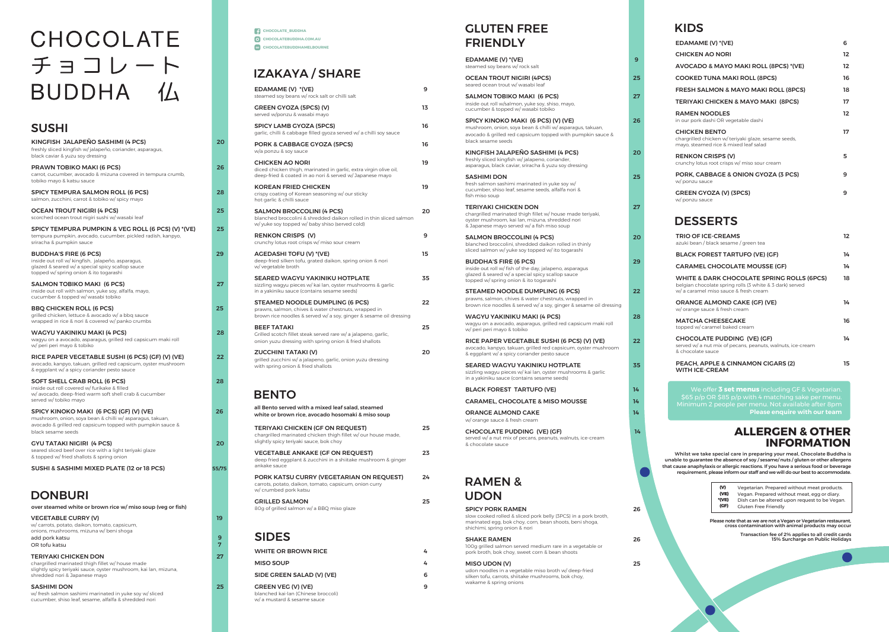# CHOCOLATE
# チョコレート
# BUDDHA 仏

## SUSHI

**KINGFISH JALAPEÑO SASHIMI (4 PCS)** — 20
freshly sliced kingfish w/ jalapeño, coriander, asparagus, black caviar & yuzu soy dressing

**PRAWN TOBIKO MAKI (6 PCS)** — 26
carrot, cucumber, avocado & mizuna covered in tempura crumb, tobiko mayo & katsu sauce

**SPICY TEMPURA SALMON ROLL (6 PCS)** — 28
salmon, zucchini, carrot & tobiko w/ spicy mayo

**OCEAN TROUT NIGIRI (4 PCS)** — 25
scorched ocean trout nigiri sushi w/ wasabi leaf

**SPICY TEMPURA PUMPKIN & VEG ROLL (6 PCS) (V) *(VE)** — 25
tempura pumpkin, avocado, cucumber, pickled radish, kanpyo, sriracha & pumpkin sauce

**BUDDHA'S FIRE (6 PCS)** — 29
inside out roll w/ kingfish, jalapeño, asparagus, glazed & seared w/ a special spicy scallop sauce topped w/ spring onion & ito togarashi

**SALMON TOBIKO MAKI (6 PCS)** — 27
inside out roll with salmon, yuke soy, alfalfa, mayo, cucumber & topped w/ wasabi tobiko

**BBQ CHICKEN ROLL (6 PCS)** — 25
grilled chicken, lettuce & avocado w/ a bbq sauce wrapped in rice & covered w/ panko crumbs

**WAGYU YAKINIKU MAKI (4 PCS)** — 28
wagyu on a avocado, asparagus, grilled red capsicum maki roll w/ peri peri mayo & tobiko

**RICE PAPER VEGETABLE SUSHI (6 PCS) (GF) (V) (VE)** — 22
avocado, kanpyo, takuan, grilled red capsicum, oyster mushroom & eggplant w/ a spicy coriander pesto sauce

**SOFT SHELL CRAB ROLL (6 PCS)** — 28
inside out roll covered w/ furikake & filled w/ avocado, deep-fried warm soft shell crab & cucumber served w/ tobiko mayo

**SPICY KINOKO MAKI (6 PCS) (GF) (V) (VE)** — 26
mushroom, onion, soya bean & chilli w/ asparagus, takuan, avocado & grilled red capsicum topped with pumpkin sauce & black sesame seeds

**GYU TATAKI NIGIRI (4 PCS)** — 20
seared sliced beef over rice with a light teriyaki glaze & topped w/ fried shallots & spring onion

**SUSHI & SASHIMI MIXED PLATE (12 or 18 PCS)** — 55/75

## DONBURI

**over steamed white or brown rice w/ miso soup (veg or fish)**

**VEGETABLE CURRY (V)** — 19
w/ carrots, potato, daikon, tomato, capsicum, onions, mushrooms, mizuna w/ beni shoga
add pork katsu — 9
OR tofu katsu — 7

**TERIYAKI CHICKEN DON** — 27
chargrilled marinated thigh fillet w/ house made slightly spicy teriyaki sauce, oyster mushroom, kai lan, mizuna, shredded nori & Japanese mayo

**SASHIMI DON** — 25
w/ fresh salmon sashimi marinated in yuke soy w/ sliced cucumber, shiso leaf, sesame, alfalfa & shredded nori

CHOCOLATE_BUDDHA
CHOCOLATEBUDDHA.COM.AU
CHOCOLATEBUDDHAMELBOURNE

## IZAKAYA / SHARE

**EDAMAME (V) *(VE)** — 9
steamed soy beans w/ rock salt or chilli salt

**GREEN GYOZA (5PCS) (V)** — 13
served w/ponzu & wasabi mayo

**SPICY LAMB GYOZA (5PCS)** — 16
garlic, chilli & cabbage filled gyoza served w/ a chilli soy sauce

**PORK & CABBAGE GYOZA (5PCS)** — 16
w/a ponzu & soy sauce

**CHICKEN AO NORI** — 19
diced chicken thigh, marinated in garlic, extra virgin olive oil, deep-fried & coated in ao nori & served w/ Japanese mayo

**KOREAN FRIED CHICKEN** — 19
crispy coating of Korean seasoning w/ our sticky hot garlic & chilli sauce

**SALMON BROCCOLINI (4 PCS)** — 20
blanched broccolini & shredded daikon rolled in thin sliced salmon w/ yuke soy topped w/ baby shiso (served cold)

**RENKON CRISPS (V)** — 9
crunchy lotus root crisps w/ miso sour cream

**AGEDASHI TOFU (V) *(VE)** — 15
deep-fried silken tofu, grated daikon, spring onion & nori w/ vegetable broth

**SEARED WAGYU YAKINIKU HOTPLATE** — 35
sizzling wagyu pieces w/ kai lan, oyster mushrooms & garlic in a yakiniku sauce (contains sesame seeds)

**STEAMED NOODLE DUMPLING (6 PCS)** — 22
prawns, salmon, chives & water chestnuts, wrapped in brown rice noodles & served w/ a soy, ginger & sesame oil dressing

**BEEF TATAKI** — 25
Grilled scotch fillet steak served rare w/ a jalapeno, garlic, onion yuzu dressing with spring onion & fried shallots

**ZUCCHINI TATAKI (V)** — 20
grilled zucchini w/ a jalapeno, garlic, onion yuzu dressing with spring onion & fried shallots

## BENTO

**all Bento served with a mixed leaf salad, steamed white or brown rice, avocado hosomaki & miso soup**

**TERIYAKI CHICKEN (GF ON REQUEST)** — 25
chargrilled marinated chicken thigh fillet w/ our house made, slightly spicy teriyaki sauce, bok choy

**VEGETABLE ANKAKE (GF ON REQUEST)** — 23
deep fried eggplant & zucchini in a shiitake mushroom & ginger ankake sauce

**PORK KATSU CURRY (VEGETARIAN ON REQUEST)** — 24
carrots, potato, daikon, tomato, capsicum, onion curry w/ crumbed pork katsu

**GRILLED SALMON** — 25
80g of grilled salmon w/ a BBQ miso glaze

## SIDES

**WHITE OR BROWN RICE** — 4

**MISO SOUP** — 4

**SIDE GREEN SALAD (V) (VE)** — 6

**GREEN VEG (V) (VE)** — 9
blanched kai-lan (Chinese broccoli) w/ a mustard & sesame sauce

## GLUTEN FREE FRIENDLY

**EDAMAME (V) *(VE)** — 9
steamed soy beans w/ rock salt

**OCEAN TROUT NIGIRI (4PCS)** — 25
seared ocean trout w/ wasabi leaf

**SALMON TOBIKO MAKI (6 PCS)** — 27
inside out roll w/salmon, yuke soy, shiso, mayo, cucumber & topped w/ wasabi tobiko

**SPICY KINOKO MAKI (6 PCS) (V) (VE)** — 26
mushroom, onion, soya bean & chilli w/ asparagus, takuan, avocado & grilled red capsicum topped with pumpkin sauce & black sesame seeds

**KINGFISH JALAPEÑO SASHIMI (4 PCS)** — 20
freshly sliced kingfish w/ jalapeno, coriander, asparagus, black caviar, sriracha & yuzu soy dressing

**SASHIMI DON** — 25
fresh salmon sashimi marinated in yuke soy w/ cucumber, shiso leaf, sesame seeds, alfalfa nori & fish miso soup

**TERIYAKI CHICKEN DON** — 27
chargrilled marinated thigh fillet w/ house made teriyaki, oyster mushroom, kai lan, mizuna, shredded nori & Japanese mayo served w/ a fish miso soup

**SALMON BROCCOLINI (4 PCS)** — 20
blanched broccolini, shredded daikon rolled in thinly sliced salmon w/ yuke soy topped w/ ito togarashi

**BUDDHA'S FIRE (6 PCS)** — 29
inside out roll w/ fish of the day, jalapeno, asparagus glazed & seared w/ a special spicy scallop sauce topped w/ spring onion & ito togarashi

**STEAMED NOODLE DUMPLING (6 PCS)** — 22
prawns, salmon, chives & water chestnuts, wrapped in brown rice noodles & served w/ a soy, ginger & sesame oil dressing

**WAGYU YAKINIKU MAKI (4 PCS)** — 28
wagyu on a avocado, asparagus, grilled red capsicum maki roll w/ peri peri mayo & tobiko

**RICE PAPER VEGETABLE SUSHI (6 PCS) (V) (VE)** — 22
avocado, kanpyo, takuan, grilled red capsicum, oyster mushroom & eggplant w/ a spicy coriander pesto sauce

**SEARED WAGYU YAKINIKU HOTPLATE** — 35
sizzling wagyu pieces w/ kai lan, oyster mushrooms & garlic in a yakiniku sauce (contains sesame seeds)

**BLACK FOREST TARTUFO (VE)** — 14

**CARAMEL, CHOCOLATE & MISO MOUSSE** — 14

**ORANGE ALMOND CAKE** — 14
w/ orange sauce & fresh cream

**CHOCOLATE PUDDING (VE) (GF)** — 14
served w/ a nut mix of pecans, peanuts, walnuts, ice-cream & chocolate sauce

## RAMEN & UDON

**SPICY PORK RAMEN** — 26
slow cooked rolled & sliced pork belly (3PCS) in a pork broth, marinated egg, bok choy, corn, bean shoots, beni shoga, shichimi, spring onion & nori

**SHAKE RAMEN** — 26
100g grilled salmon served medium rare in a vegetable or pork broth, bok choy, sweet corn & bean shoots

**MISO UDON (V)** — 25
udon noodles in a vegetable miso broth w/ deep-fried silken tofu, carrots, shiitake mushrooms, bok choy, wakame & spring onions

## KIDS

**EDAMAME (V) *(VE)** — 6

**CHICKEN AO NORI** — 12

**AVOCADO & MAYO MAKI ROLL (8PCS) *(VE)** — 12

**COOKED TUNA MAKI ROLL (8PCS)** — 16

**FRESH SALMON & MAYO MAKI ROLL (8PCS)** — 18

**TERIYAKI CHICKEN & MAYO MAKI (8PCS)** — 17

**RAMEN NOODLES** — 12
in our pork dashi OR vegetable dashi

**CHICKEN BENTO** — 17
chargrilled chicken w/ teriyaki glaze, sesame seeds, mayo, steamed rice & mixed leaf salad

**RENKON CRISPS (V)** — 5
crunchy lotus root crisps w/ miso sour cream

**PORK, CABBAGE & ONION GYOZA (3 PCS)** — 9
w/ ponzu sauce

**GREEN GYOZA (V) (3PCS)** — 9
w/ ponzu sauce

## DESSERTS

**TRIO OF ICE-CREAMS** — 12
azuki bean / black sesame / green tea

**BLACK FOREST TARTUFO (VE) (GF)** — 14

**CARAMEL CHOCOLATE MOUSSE (GF)** — 14

**WHITE & DARK CHOCOLATE SPRING ROLLS (6PCS)** — 18
belgian chocolate spring rolls (3 white & 3 dark) served w/ a caramel miso sauce & fresh cream

**ORANGE ALMOND CAKE (GF) (VE)** — 14
w/ orange sauce & fresh cream

**MATCHA CHEESECAKE** — 16
topped w/ caramel baked cream

**CHOCOLATE PUDDING (VE) (GF)** — 14
served w/ a nut mix of pecans, peanuts, walnuts, ice-cream & chocolate sauce

**PEACH, APPLE & CINNAMON CIGARS (2) WITH ICE-CREAM** — 15

We offer **3 set menus** including GF & Vegetarian. $65 p/p OR $85 p/p with 4 matching sake per menu. Minimum 2 people per menu. Not available after 8pm
**Please enquire with our team**

## ALLERGEN & OTHER INFORMATION

Whilst we take special care in preparing your meal, Chocolate Buddha is unable to guarantee the absence of soy / sesame/ nuts / gluten or other allergens that cause anaphylaxis or allergic reactions. If you have a serious food or beverage requirement, please inform our staff and we will do our best to accommodate.

- **(V)** Vegetarian. Prepared without meat products.
- **(VE)** Vegan. Prepared without meat, egg or diary.
- ***(VE)** Dish can be altered upon request to be Vegan.
- **(GF)** Gluten Free Friendly

Please note that as we are not a Vegan or Vegetarian restaurant, cross contamination with animal products may occur

Transaction fee of 2% applies to all credit cards
15% Surcharge on Public Holidays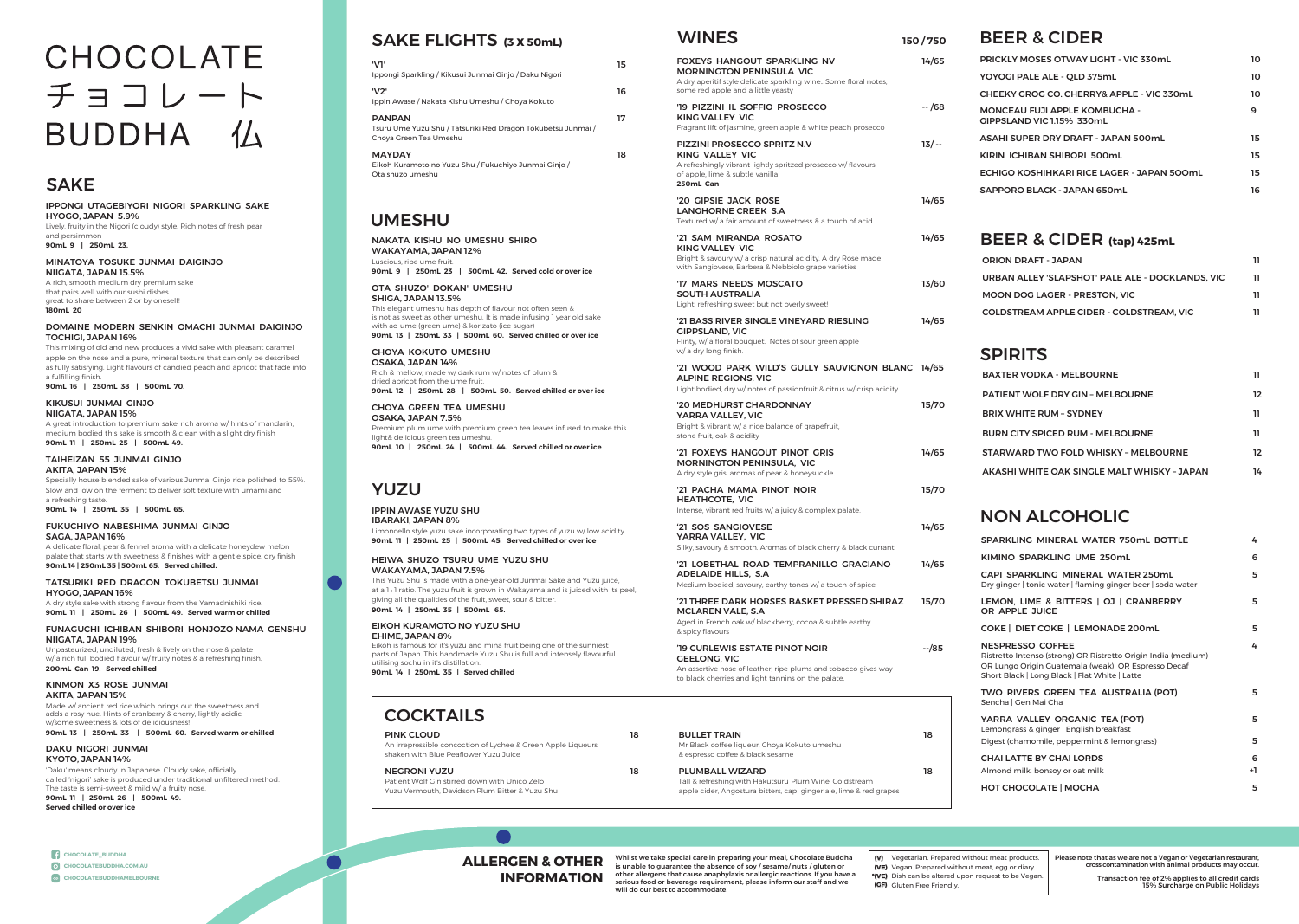# CHOCOLATE チョコレート BUDDHA 仏

## SAKE

### IPPONGI UTAGEBIYORI NIGORI SPARKLING SAKE
**HYOGO, JAPAN 5.9%**
Lively, fruity in the Nigori (cloudy) style. Rich notes of fresh pear and persimmon
**90mL 9 | 250mL 23.**

### MINATOYA TOSUKE JUNMAI DAIGINJO
**NIIGATA, JAPAN 15.5%**
A rich, smooth medium dry premium sake that pairs well with our sushi dishes. great to share between 2 or by oneself!
**180mL 20**

### DOMAINE MODERN SENKIN OMACHI JUNMAI DAIGINJO
**TOCHIGI, JAPAN 16%**
This mixing of old and new produces a vivid sake with pleasant caramel apple on the nose and a pure, mineral texture that can only be described as fully satisfying. Light flavours of candied peach and apricot that fade into a fulfilling finish.
**90mL 16 | 250mL 38 | 500mL 70.**

### KIKUSUI JUNMAI GINJO
**NIIGATA, JAPAN 15%**
A great introduction to premium sake. rich aroma w/ hints of mandarin, medium bodied this sake is smooth & clean with a slight dry finish
**90mL 11 | 250mL 25 | 500mL 49.**

### TAIHEIZAN 55 JUNMAI GINJO
**AKITA, JAPAN 15%**
Specially house blended sake of various Junmai Ginjo rice polished to 55%. Slow and low on the ferment to deliver soft texture with umami and a refreshing taste.
**90mL 14 | 250mL 35 | 500mL 65.**

### FUKUCHIYO NABESHIMA JUNMAI GINJO
**SAGA, JAPAN 16%**
A delicate floral, pear & fennel aroma with a delicate honeydew melon palate that starts with sweetness & finishes with a gentle spice, dry finish
**90mL 14 | 250mL 35 | 500mL 65. Served chilled.**

### TATSURIKI RED DRAGON TOKUBETSU JUNMAI
**HYOGO, JAPAN 16%**
A dry style sake with strong flavour from the Yamadnishiki rice.
**90mL 11 | 250mL 26 | 500mL 49. Served warm or chilled**

### FUNAGUCHI ICHIBAN SHIBORI HONJOZO NAMA GENSHU
**NIIGATA, JAPAN 19%**
Unpasteurized, undiluted, fresh & lively on the nose & palate w/ a rich full bodied flavour w/ fruity notes & a refreshing finish.
**200mL Can 19. Served chilled**

### KINMON X3 ROSE JUNMAI
**AKITA, JAPAN 15%**
Made w/ ancient red rice which brings out the sweetness and adds a rosy hue. Hints of cranberry & cherry, lightly acidic w/some sweetness & lots of deliciousness!
**90mL 13 | 250mL 33 | 500mL 60. Served warm or chilled**

### DAKU NIGORI JUNMAI
**KYOTO, JAPAN 14%**
'Daku' means cloudy in Japanese. Cloudy sake, officially called 'nigori' sake is produced under traditional unfiltered method. The taste is semi-sweet & mild w/ a fruity nose.
**90mL 11 | 250mL 26 | 500mL 49.**
**Served chilled or over ice**

## SAKE FLIGHTS (3 X 50mL)

**'V1'** — 15
Ippongi Sparkling / Kikusui Junmai Ginjo / Daku Nigori

**'V2'** — 16
Ippin Awase / Nakata Kishu Umeshu / Choya Kokuto

**PANPAN** — 17
Tsuru Ume Yuzu Shu / Tatsuriki Red Dragon Tokubetsu Junmai / Choya Green Tea Umeshu

**MAYDAY** — 18
Eikoh Kuramoto no Yuzu Shu / Fukuchiyo Junmai Ginjo / Ota shuzo umeshu

## UMESHU

### NAKATA KISHU NO UMESHU SHIRO
**WAKAYAMA, JAPAN 12%**
Luscious, ripe ume fruit
**90mL 9 | 250mL 23 | 500mL 42. Served cold or over ice**

### OTA SHUZO' DOKAN' UMESHU
**SHIGA, JAPAN 13.5%**
This elegant umeshu has depth of flavour not often seen & is not as sweet as other umeshu. It is made infusing 1 year old sake with ao-ume (green ume) & korizato (ice-sugar)
**90mL 13 | 250mL 33 | 500mL 60. Served chilled or over ice**

### CHOYA KOKUTO UMESHU
**OSAKA, JAPAN 14%**
Rich & mellow, made w/ dark rum w/ notes of plum & dried apricot from the ume fruit.
**90mL 12 | 250mL 28 | 500mL 50. Served chilled or over ice**

### CHOYA GREEN TEA UMESHU
**OSAKA, JAPAN 7.5%**
Premium plum ume with premium green tea leaves infused to make this light& delicious green tea umeshu.
**90mL 10 | 250mL 24 | 500mL 44. Served chilled or over ice**

## YUZU

### IPPIN AWASE YUZU SHU
**IBARAKI, JAPAN 8%**
Limoncello style yuzu sake incorporating two types of yuzu w/ low acidity.
**90mL 11 | 250mL 25 | 500mL 45. Served chilled or over ice**

### HEIWA SHUZO TSURU UME YUZU SHU
**WAKAYAMA, JAPAN 7.5%**
This Yuzu Shu is made with a one-year-old Junmai Sake and Yuzu juice, at a 1 : 1 ratio. The yuzu fruit is grown in Wakayama and is juiced with its peel, giving all the qualities of the fruit, sweet, sour & bitter.
**90mL 14 | 250mL 35 | 500mL 65.**

### EIKOH KURAMOTO NO YUZU SHU
**EHIME, JAPAN 8%**
Eikoh is famous for it's yuzu and mina fruit being one of the sunniest parts of Japan. This handmade Yuzu Shu is full and intensely flavourful utilising sochu in it's distillation.
**90mL 14 | 250mL 35 | Served chilled**

## WINES

150 / 750

**FOXEYS HANGOUT SPARKLING NV MORNINGTON PENINSULA VIC** — 14/65
A dry aperitif style delicate sparkling wine.. Some floral notes, some red apple and a little yeasty

**'19 PIZZINI IL SOFFIO PROSECCO KING VALLEY VIC** — -- /68
Fragrant lift of jasmine, green apple & white peach prosecco

**PIZZINI PROSECCO SPRITZ N.V KING VALLEY VIC** — 13/ --
A refreshingly vibrant lightly spritzed prosecco w/ flavours of apple, lime & subtle vanilla
**250mL Can**

**'20 GIPSIE JACK ROSE LANGHORNE CREEK S.A** — 14/65
Textured w/ a fair amount of sweetness & a touch of acid

**'21 SAM MIRANDA ROSATO KING VALLEY VIC** — 14/65
Bright & savoury w/ a crisp natural acidity. A dry Rose made with Sangiovese, Barbera & Nebbiolo grape varieties

**'17 MARS NEEDS MOSCATO SOUTH AUSTRALIA** — 13/60
Light, refreshing sweet but not overly sweet!

**'21 BASS RIVER SINGLE VINEYARD RIESLING GIPPSLAND, VIC** — 14/65
Flinty, w/ a floral bouquet. Notes of sour green apple w/ a dry long finish.

**'21 WOOD PARK WILD'S GULLY SAUVIGNON BLANC ALPINE REGIONS, VIC** — 14/65
Light bodied, dry w/ notes of passionfruit & citrus w/ crisp acidity

**'20 MEDHURST CHARDONNAY YARRA VALLEY, VIC** — 15/70
Bright & vibrant w/ a nice balance of grapefruit, stone fruit, oak & acidity

**'21 FOXEYS HANGOUT PINOT GRIS MORNINGTON PENINSULA, VIC** — 14/65
A dry style gris, aromas of pear & honeysuckle.

**'21 PACHA MAMA PINOT NOIR HEATHCOTE, VIC** — 15/70
Intense, vibrant red fruits w/ a juicy & complex palate.

**'21 SOS SANGIOVESE YARRA VALLEY, VIC** — 14/65
Silky, savoury & smooth. Aromas of black cherry & black currant

**'21 LOBETHAL ROAD TEMPRANILLO GRACIANO ADELAIDE HILLS, S.A** — 14/65
Medium bodied, savoury, earthy tones w/ a touch of spice

**'21 THREE DARK HORSES BASKET PRESSED SHIRAZ MCLAREN VALE, S.A** — 15/70
Aged in French oak w/ blackberry, cocoa & subtle earthy & spicy flavours

**'19 CURLEWIS ESTATE PINOT NOIR GEELONG, VIC** — --/85
An assertive nose of leather, ripe plums and tobacco gives way to black cherries and light tannins on the palate.

## COCKTAILS

**PINK CLOUD** — 18
An irrepressible concoction of Lychee & Green Apple Liqueurs shaken with Blue Peaflower Yuzu Juice

**NEGRONI YUZU** — 18
Patient Wolf Gin stirred down with Unico Zelo Yuzu Vermouth, Davidson Plum Bitter & Yuzu Shu

**BULLET TRAIN** — 18
Mr Black coffee liqueur, Choya Kokuto umeshu & espresso coffee & black sesame

**PLUMBALL WIZARD** — 18
Tall & refreshing with Hakutsuru Plum Wine, Coldstream apple cider, Angostura bitters, capi ginger ale, lime & red grapes

## BEER & CIDER

| | |
|---|---|
| PRICKLY MOSES OTWAY LIGHT - VIC 330mL | 10 |
| YOYOGI PALE ALE - QLD 375mL | 10 |
| CHEEKY GROG CO. CHERRY& APPLE - VIC 330mL | 10 |
| MONCEAU FUJI APPLE KOMBUCHA - GIPPSLAND VIC 1.15% 330mL | 9 |
| ASAHI SUPER DRY DRAFT - JAPAN 500mL | 15 |
| KIRIN ICHIBAN SHIBORI 500mL | 15 |
| ECHIGO KOSHIHKARI RICE LAGER - JAPAN 500mL | 15 |
| SAPPORO BLACK - JAPAN 650mL | 16 |

## BEER & CIDER (tap) 425mL

| | |
|---|---|
| ORION DRAFT - JAPAN | 11 |
| URBAN ALLEY 'SLAPSHOT' PALE ALE - DOCKLANDS, VIC | 11 |
| MOON DOG LAGER - PRESTON, VIC | 11 |
| COLDSTREAM APPLE CIDER - COLDSTREAM, VIC | 11 |

## SPIRITS

| | |
|---|---|
| BAXTER VODKA - MELBOURNE | 11 |
| PATIENT WOLF DRY GIN – MELBOURNE | 12 |
| BRIX WHITE RUM – SYDNEY | 11 |
| BURN CITY SPICED RUM - MELBOURNE | 11 |
| STARWARD TWO FOLD WHISKY – MELBOURNE | 12 |
| AKASHI WHITE OAK SINGLE MALT WHISKY – JAPAN | 14 |

## NON ALCOHOLIC

**SPARKLING MINERAL WATER 750mL BOTTLE** — 4

**KIMINO SPARKLING UME 250mL** — 6

**CAPI SPARKLING MINERAL WATER 250mL** — 5
Dry ginger | tonic water | flaming ginger beer | soda water

**LEMON, LIME & BITTERS | OJ | CRANBERRY OR APPLE JUICE** — 5

**COKE | DIET COKE | LEMONADE 200mL** — 5

**NESPRESSO COFFEE** — 4
Ristretto Intenso (strong) OR Ristretto Origin India (medium) OR Lungo Origin Guatemala (weak) OR Espresso Decaf
Short Black | Long Black | Flat White | Latte

**TWO RIVERS GREEN TEA AUSTRALIA (POT)** — 5
Sencha | Gen Mai Cha

**YARRA VALLEY ORGANIC TEA (POT)** — 5
Lemongrass & ginger | English breakfast
Digest (chamomile, peppermint & lemongrass) — 5

**CHAI LATTE BY CHAI LORDS** — 6
Almond milk, bonsoy or oat milk — +1

**HOT CHOCOLATE | MOCHA** — 5

CHOCOLATE_BUDDHA
CHOCOLATEBUDDHA.COM.AU
CHOCOLATEBUDDHAMELBOURNE

## ALLERGEN & OTHER INFORMATION

Whilst we take special care in preparing your meal, Chocolate Buddha is unable to guarantee the absence of soy / sesame/ nuts / gluten or other allergens that cause anaphylaxis or allergic reactions. If you have a serious food or beverage requirement, please inform our staff and we will do our best to accommodate.

**(V)** Vegetarian. Prepared without meat products.
**(VE)** Vegan. Prepared without meat, egg or diary.
**\*(VE)** Dish can be altered upon request to be Vegan.
**(GF)** Gluten Free Friendly.

Please note that as we are not a Vegan or Vegetarian restaurant, cross contamination with animal products may occur.

Transaction fee of 2% applies to all credit cards
15% Surcharge on Public Holidays